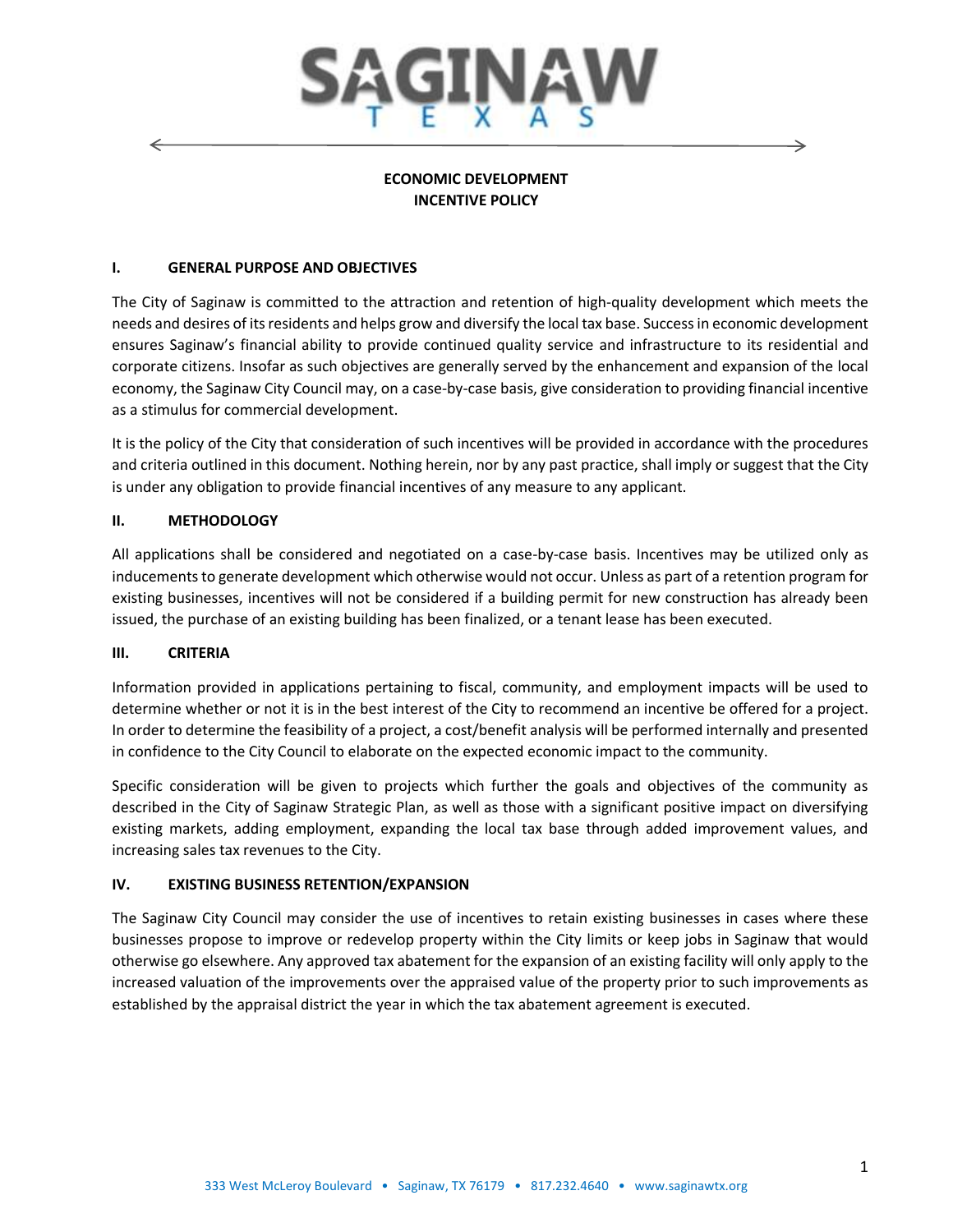# ECONOMIC DEVELOPMENT INCENTIVE POLICY

## I. GENERAL PURPOSE AND OBJECTIVES

The City of Saginaw is committed to the attraction and retention of high-quality development which meets the needs and desires of its residents and helps grow and diversify the local tax base. Success in economic development ensures Saginaw's financial ability to provide continued quality service and infrastructure to its residential and corporate citizens. Insofar as such objectives are generally served by the enhancement and expansion of the local economy, the Saginaw City Council may, on a case-by-case basis, give consideration to providing financial incentive as a stimulus for commercial development.

It is the policy of the City that consideration of such incentives will be provided in accordance with the procedures and criteria outlined in this document. Nothing herein, nor by any past practice, shall imply or suggest that the City is under any obligation to provide financial incentives of any measure to any applicant.

## II. METHODOLOGY

All applications shall be considered and negotiated on a case-by-case basis. Incentives may be utilized only as inducements to generate development which otherwise would not occur. Unless as part of a retention program for existing businesses, incentives will not be considered if a building permit for new construction has already been issued, the purchase of an existing building has been finalized, or a tenant lease has been executed.

## III. CRITERIA

Information provided in applications pertaining to fiscal, community, and employment impacts will be used to determine whether or not it is in the best interest of the City to recommend an incentive be offered for a project. In order to determine the feasibility of a project, a cost/benefit analysis will be performed internally and presented in confidence to the City Council to elaborate on the expected economic impact to the community.

Specific consideration will be given to projects which further the goals and objectives of the community as described in the City of Saginaw Strategic Plan, as well as those with a significant positive impact on diversifying existing markets, adding employment, expanding the local tax base through added improvement values, and increasing sales tax revenues to the City.

## IV. EXISTING BUSINESS RETENTION/EXPANSION

The Saginaw City Council may consider the use of incentives to retain existing businesses in cases where these businesses propose to improve or redevelop property within the City limits or keep jobs in Saginaw that would otherwise go elsewhere. Any approved tax abatement for the expansion of an existing facility will only apply to the increased valuation of the improvements over the appraised value of the property prior to such improvements as established by the appraisal district the year in which the tax abatement agreement is executed.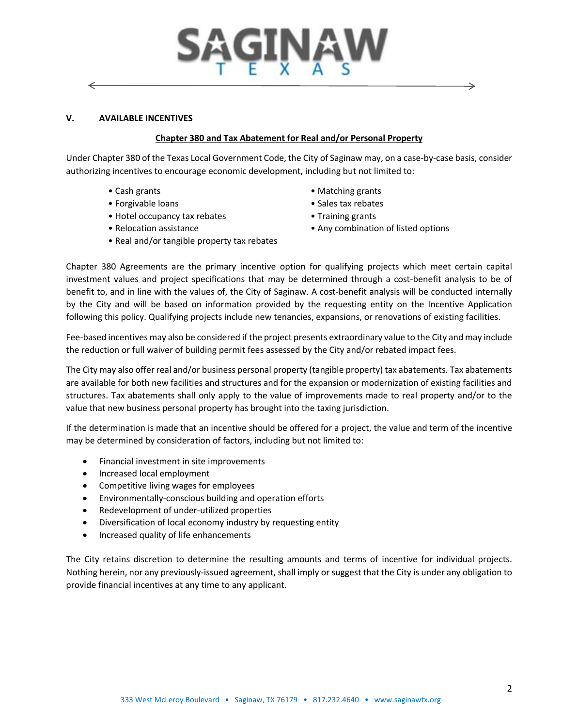## V. AVAILABLE INCENTIVES

### Chapter 380 and Tax Abatement for Real and/or Personal Property

Under Chapter 380 of the Texas Local Government Code, the City of Saginaw may, on a case-by-case basis, consider authorizing incentives to encourage economic development, including but not limited to:

- Cash grants
- Forgivable loans
- Hotel occupancy tax rebates
- Relocation assistance
- Real and/or tangible property tax rebates
- Matching grants
- Sales tax rebates
- Training grants
- Any combination of listed options

Chapter 380 Agreements are the primary incentive option for qualifying projects which meet certain capital investment values and project specifications that may be determined through a cost-benefit analysis to be of benefit to, and in line with the values of, the City of Saginaw. A cost-benefit analysis will be conducted internally by the City and will be based on information provided by the requesting entity on the Incentive Application following this policy. Qualifying projects include new tenancies, expansions, or renovations of existing facilities.

Fee-based incentives may also be considered if the project presents extraordinary value to the City and may include the reduction or full waiver of building permit fees assessed by the City and/or rebated impact fees.

The City may also offer real and/or business personal property (tangible property) tax abatements. Tax abatements are available for both new facilities and structures and for the expansion or modernization of existing facilities and structures. Tax abatements shall only apply to the value of improvements made to real property and/or to the value that new business personal property has brought into the taxing jurisdiction.

If the determination is made that an incentive should be offered for a project, the value and term of the incentive may be determined by consideration of factors, including but not limited to:

- Financial investment in site improvements
- Increased local employment
- Competitive living wages for employees
- Environmentally-conscious building and operation efforts
- Redevelopment of under-utilized properties
- Diversification of local economy industry by requesting entity
- Increased quality of life enhancements

The City retains discretion to determine the resulting amounts and terms of incentive for individual projects. Nothing herein, nor any previously-issued agreement, shall imply or suggest that the City is under any obligation to provide financial incentives at any time to any applicant.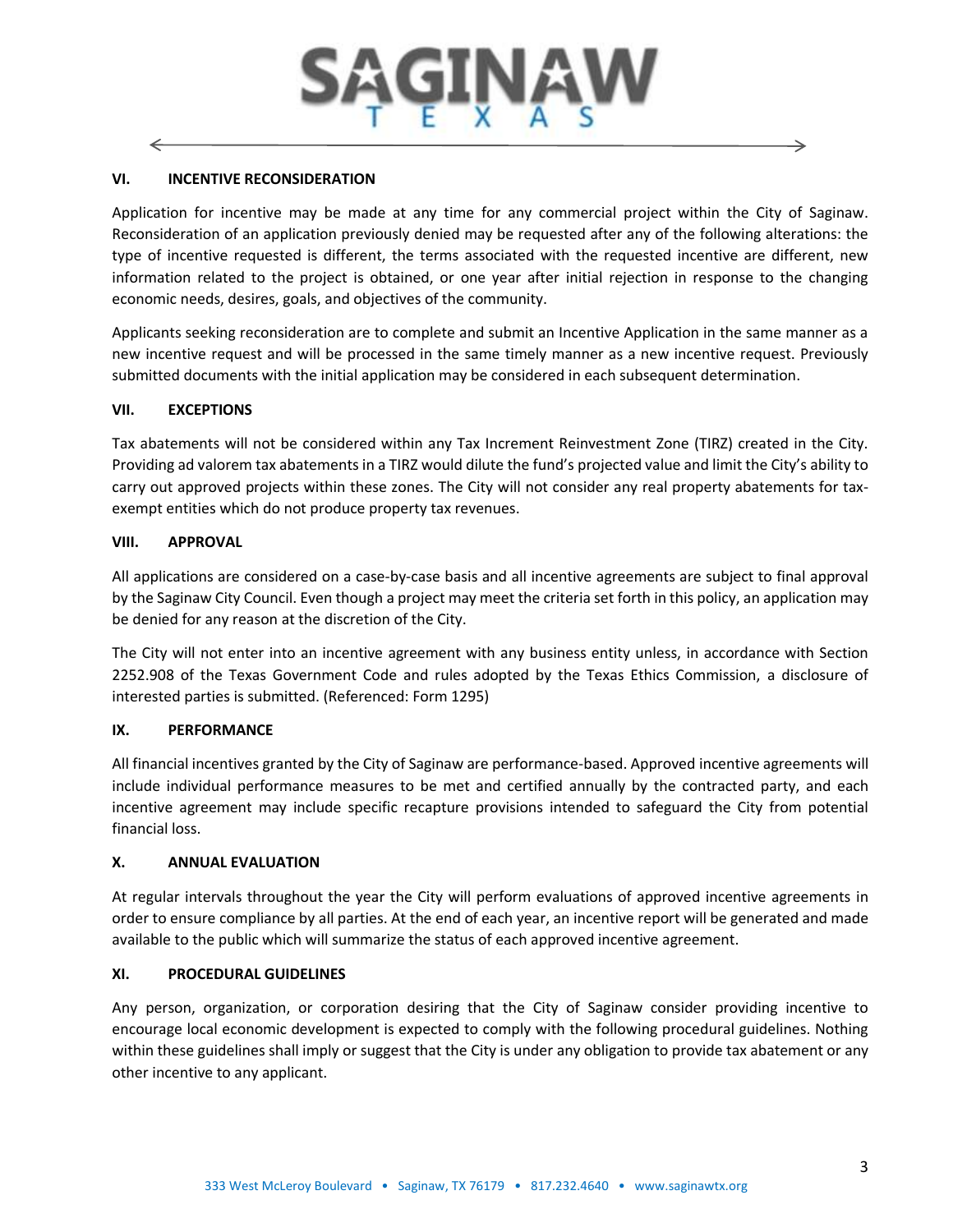## VI. INCENTIVE RECONSIDERATION

Application for incentive may be made at any time for any commercial project within the City of Saginaw. Reconsideration of an application previously denied may be requested after any of the following alterations: the type of incentive requested is different, the terms associated with the requested incentive are different, new information related to the project is obtained, or one year after initial rejection in response to the changing economic needs, desires, goals, and objectives of the community.

Applicants seeking reconsideration are to complete and submit an Incentive Application in the same manner as a new incentive request and will be processed in the same timely manner as a new incentive request. Previously submitted documents with the initial application may be considered in each subsequent determination.

## VII. EXCEPTIONS

Tax abatements will not be considered within any Tax Increment Reinvestment Zone (TIRZ) created in the City. Providing ad valorem tax abatements in a TIRZ would dilute the fund's projected value and limit the City's ability to carry out approved projects within these zones. The City will not consider any real property abatements for tax-exempt entities which do not produce property tax revenues.

## VIII. APPROVAL

All applications are considered on a case-by-case basis and all incentive agreements are subject to final approval by the Saginaw City Council. Even though a project may meet the criteria set forth in this policy, an application may be denied for any reason at the discretion of the City.

The City will not enter into an incentive agreement with any business entity unless, in accordance with Section 2252.908 of the Texas Government Code and rules adopted by the Texas Ethics Commission, a disclosure of interested parties is submitted. (Referenced: Form 1295)

## IX. PERFORMANCE

All financial incentives granted by the City of Saginaw are performance-based. Approved incentive agreements will include individual performance measures to be met and certified annually by the contracted party, and each incentive agreement may include specific recapture provisions intended to safeguard the City from potential financial loss.

## X. ANNUAL EVALUATION

At regular intervals throughout the year the City will perform evaluations of approved incentive agreements in order to ensure compliance by all parties. At the end of each year, an incentive report will be generated and made available to the public which will summarize the status of each approved incentive agreement.

## XI. PROCEDURAL GUIDELINES

Any person, organization, or corporation desiring that the City of Saginaw consider providing incentive to encourage local economic development is expected to comply with the following procedural guidelines. Nothing within these guidelines shall imply or suggest that the City is under any obligation to provide tax abatement or any other incentive to any applicant.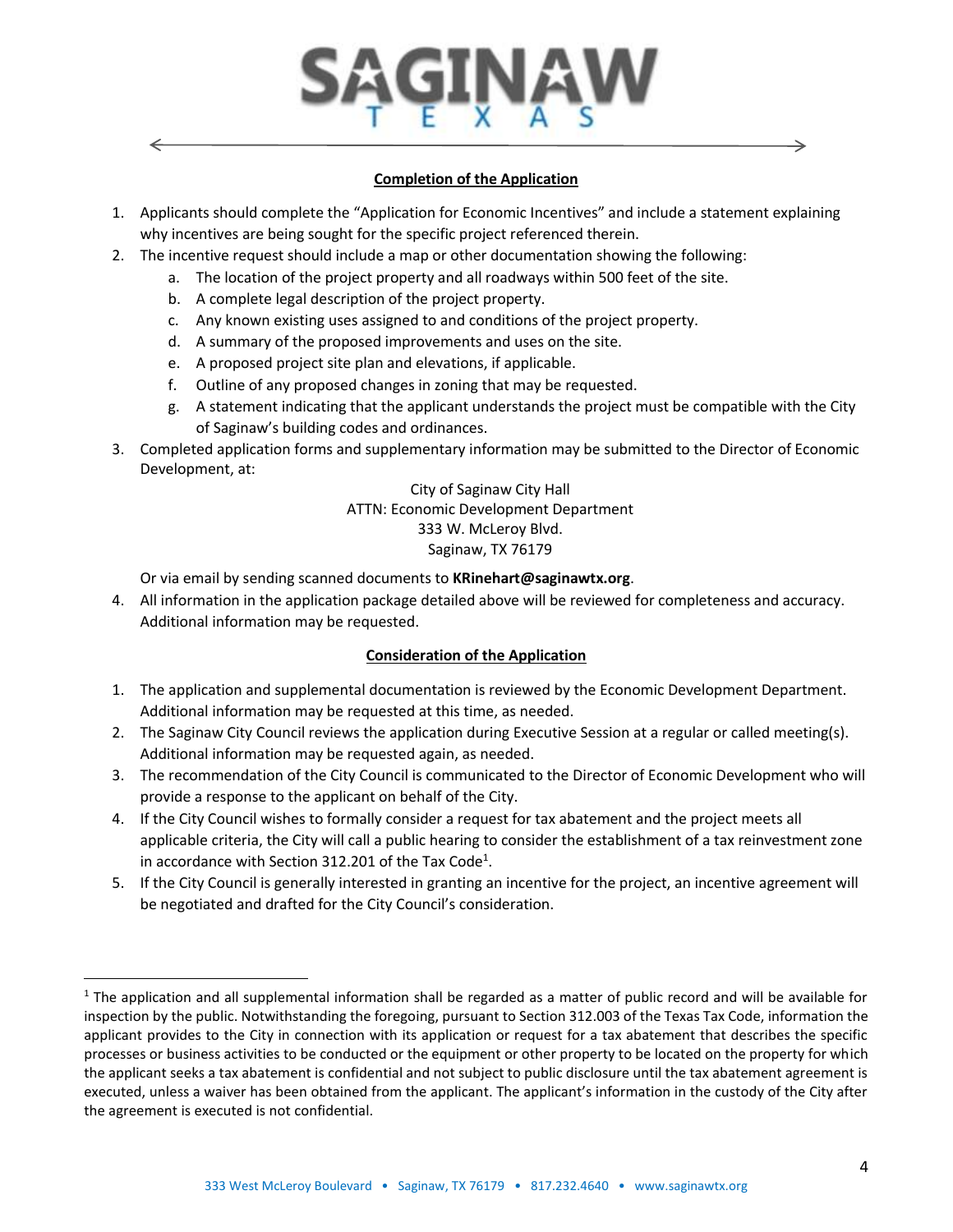## Completion of the Application

1. Applicants should complete the "Application for Economic Incentives" and include a statement explaining why incentives are being sought for the specific project referenced therein.
2. The incentive request should include a map or other documentation showing the following:
   a. The location of the project property and all roadways within 500 feet of the site.
   b. A complete legal description of the project property.
   c. Any known existing uses assigned to and conditions of the project property.
   d. A summary of the proposed improvements and uses on the site.
   e. A proposed project site plan and elevations, if applicable.
   f. Outline of any proposed changes in zoning that may be requested.
   g. A statement indicating that the applicant understands the project must be compatible with the City of Saginaw's building codes and ordinances.
3. Completed application forms and supplementary information may be submitted to the Director of Economic Development, at:

   City of Saginaw City Hall
   ATTN: Economic Development Department
   333 W. McLeroy Blvd.
   Saginaw, TX 76179

   Or via email by sending scanned documents to **KRinehart@saginawtx.org**.
4. All information in the application package detailed above will be reviewed for completeness and accuracy. Additional information may be requested.

## Consideration of the Application

1. The application and supplemental documentation is reviewed by the Economic Development Department. Additional information may be requested at this time, as needed.
2. The Saginaw City Council reviews the application during Executive Session at a regular or called meeting(s). Additional information may be requested again, as needed.
3. The recommendation of the City Council is communicated to the Director of Economic Development who will provide a response to the applicant on behalf of the City.
4. If the City Council wishes to formally consider a request for tax abatement and the project meets all applicable criteria, the City will call a public hearing to consider the establishment of a tax reinvestment zone in accordance with Section 312.201 of the Tax Code[1].
5. If the City Council is generally interested in granting an incentive for the project, an incentive agreement will be negotiated and drafted for the City Council's consideration.

[1] The application and all supplemental information shall be regarded as a matter of public record and will be available for inspection by the public. Notwithstanding the foregoing, pursuant to Section 312.003 of the Texas Tax Code, information the applicant provides to the City in connection with its application or request for a tax abatement that describes the specific processes or business activities to be conducted or the equipment or other property to be located on the property for which the applicant seeks a tax abatement is confidential and not subject to public disclosure until the tax abatement agreement is executed, unless a waiver has been obtained from the applicant. The applicant's information in the custody of the City after the agreement is executed is not confidential.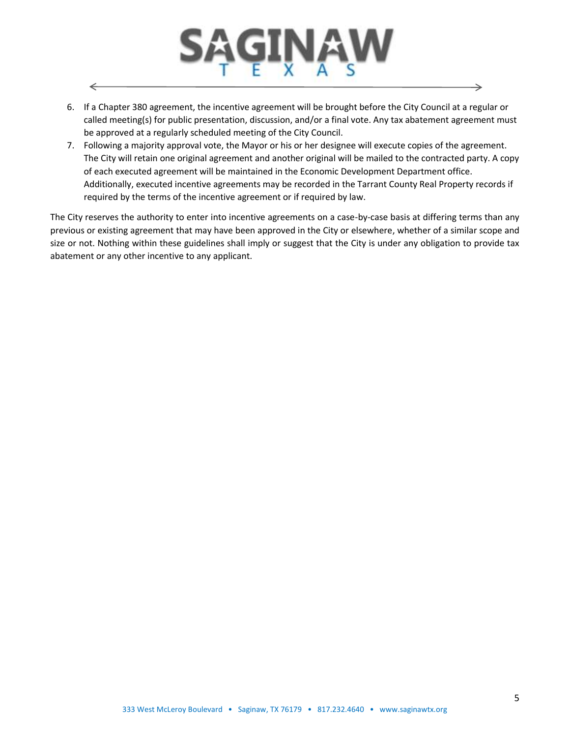6. If a Chapter 380 agreement, the incentive agreement will be brought before the City Council at a regular or called meeting(s) for public presentation, discussion, and/or a final vote. Any tax abatement agreement must be approved at a regularly scheduled meeting of the City Council.
7. Following a majority approval vote, the Mayor or his or her designee will execute copies of the agreement. The City will retain one original agreement and another original will be mailed to the contracted party. A copy of each executed agreement will be maintained in the Economic Development Department office. Additionally, executed incentive agreements may be recorded in the Tarrant County Real Property records if required by the terms of the incentive agreement or if required by law.

The City reserves the authority to enter into incentive agreements on a case-by-case basis at differing terms than any previous or existing agreement that may have been approved in the City or elsewhere, whether of a similar scope and size or not. Nothing within these guidelines shall imply or suggest that the City is under any obligation to provide tax abatement or any other incentive to any applicant.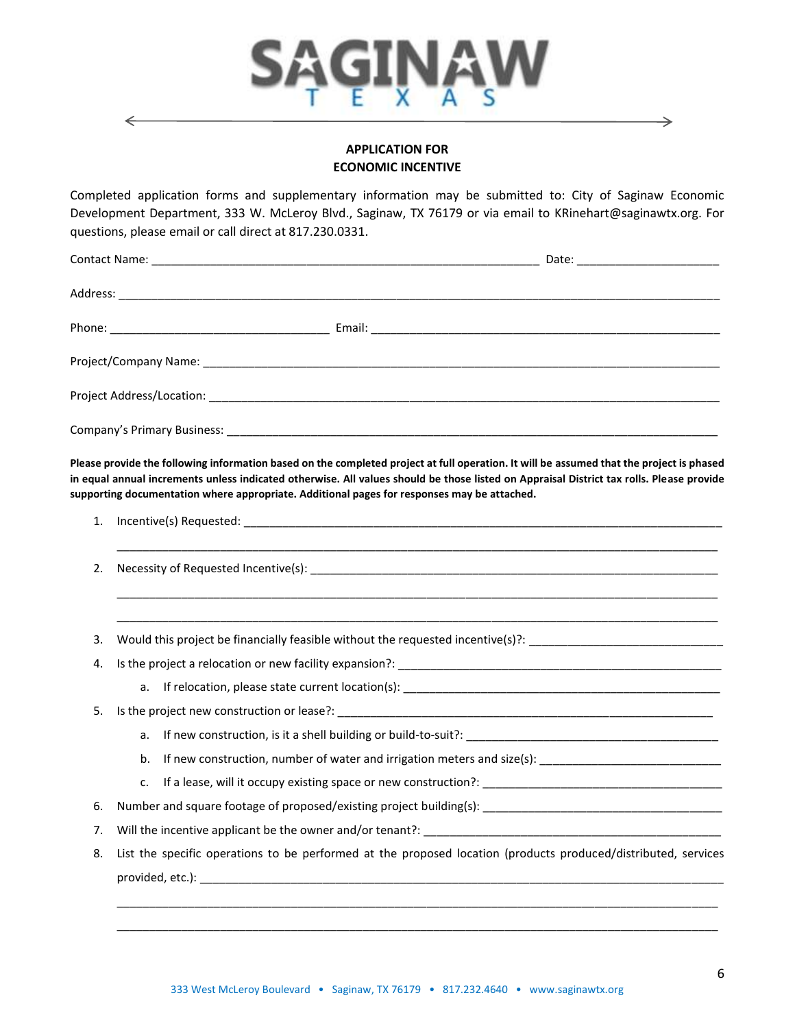SAGINAW
T E X A S

**APPLICATION FOR**
**ECONOMIC INCENTIVE**

Completed application forms and supplementary information may be submitted to: City of Saginaw Economic Development Department, 333 W. McLeroy Blvd., Saginaw, TX 76179 or via email to KRinehart@saginawtx.org. For questions, please email or call direct at 817.230.0331.

Contact Name: ______________________________ Date: ______________

Address: ____________________________________________________

Phone: ____________________ Email: ______________________________

Project/Company Name: _______________________________________

Project Address/Location: _____________________________________

Company's Primary Business: ___________________________________

**Please provide the following information based on the completed project at full operation. It will be assumed that the project is phased in equal annual increments unless indicated otherwise. All values should be those listed on Appraisal District tax rolls. Please provide supporting documentation where appropriate. Additional pages for responses may be attached.**

1. Incentive(s) Requested: _______________________________________

   ________________________________________________________________

2. Necessity of Requested Incentive(s): ____________________________

   ________________________________________________________________

   ________________________________________________________________

3. Would this project be financially feasible without the requested incentive(s)?: ______________

4. Is the project a relocation or new facility expansion?: ____________________
   a. If relocation, please state current location(s): ____________________

5. Is the project new construction or lease?: ____________________
   a. If new construction, is it a shell building or build-to-suit?: ____________________
   b. If new construction, number of water and irrigation meters and size(s): ______________
   c. If a lease, will it occupy existing space or new construction?: ______________

6. Number and square footage of proposed/existing project building(s): ______________

7. Will the incentive applicant be the owner and/or tenant?: ____________________

8. List the specific operations to be performed at the proposed location (products produced/distributed, services provided, etc.): ________________________________________

   ________________________________________________________________

   ________________________________________________________________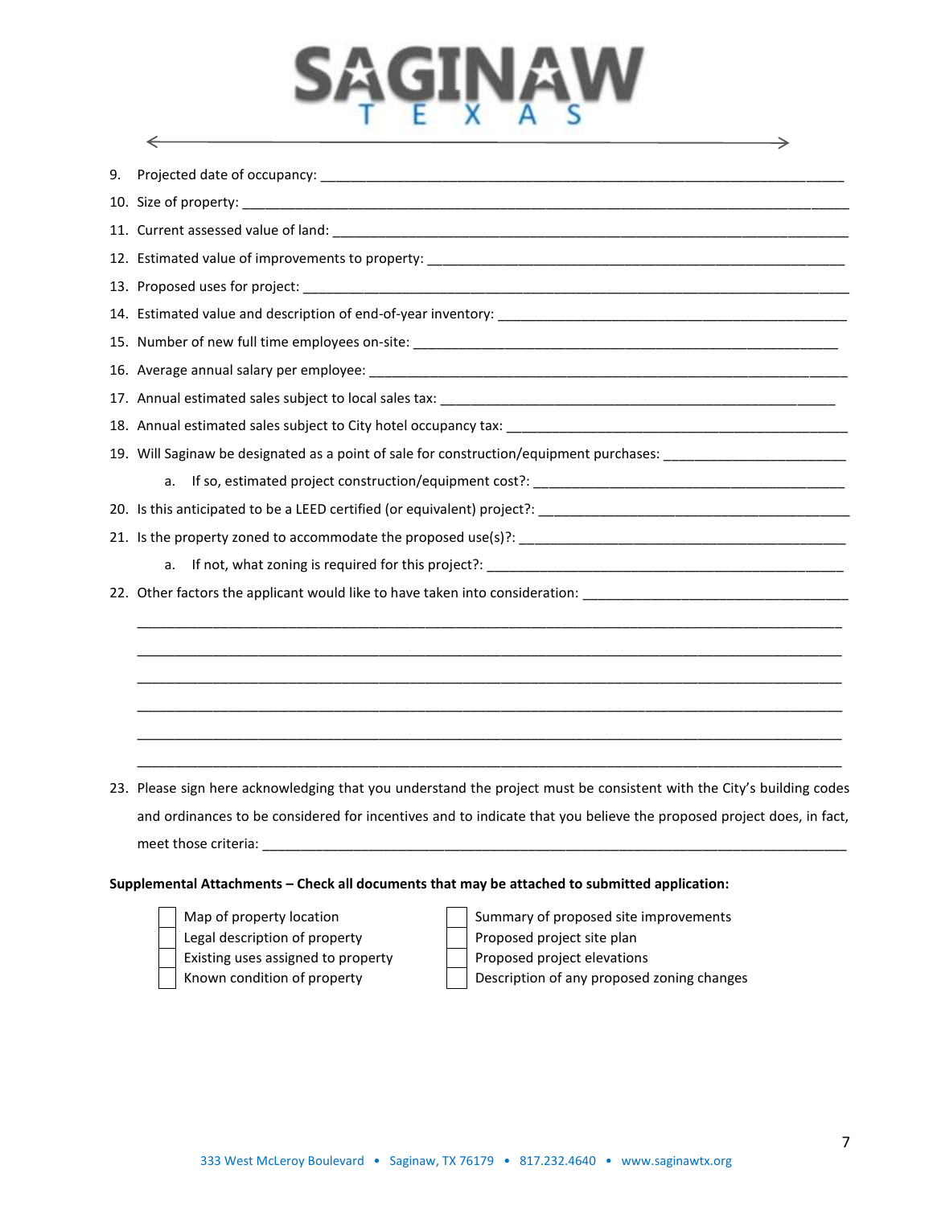9. Projected date of occupancy: ______________________________________________________________________
10. Size of property: ______________________________________________________________________________
11. Current assessed value of land: _____________________________________________________________________
12. Estimated value of improvements to property: ______________________________________________________
13. Proposed uses for project: ________________________________________________________________________
14. Estimated value and description of end-of-year inventory: _____________________________________________
15. Number of new full time employees on-site: _________________________________________________________
16. Average annual salary per employee: _______________________________________________________________
17. Annual estimated sales subject to local sales tax: ____________________________________________________
18. Annual estimated sales subject to City hotel occupancy tax: _____________________________________________
19. Will Saginaw be designated as a point of sale for construction/equipment purchases: _______________________
    a. If so, estimated project construction/equipment cost?: _____________________________________________
20. Is this anticipated to be a LEED certified (or equivalent) project?: _____________________________________
21. Is the property zoned to accommodate the proposed use(s)?: _________________________________________
    a. If not, what zoning is required for this project?: ________________________________________________
22. Other factors the applicant would like to have taken into consideration: _________________________________

    ______________________________________________________________________________________________

    ______________________________________________________________________________________________

    ______________________________________________________________________________________________

    ______________________________________________________________________________________________

    ______________________________________________________________________________________________

    ______________________________________________________________________________________________

23. Please sign here acknowledging that you understand the project must be consistent with the City's building codes and ordinances to be considered for incentives and to indicate that you believe the proposed project does, in fact, meet those criteria: ______________________________________________________________________________

**Supplemental Attachments – Check all documents that may be attached to submitted application:**

- ☐ Map of property location
- ☐ Legal description of property
- ☐ Existing uses assigned to property
- ☐ Known condition of property
- ☐ Summary of proposed site improvements
- ☐ Proposed project site plan
- ☐ Proposed project elevations
- ☐ Description of any proposed zoning changes

333 West McLeroy Boulevard • Saginaw, TX 76179 • 817.232.4640 • www.saginawtx.org